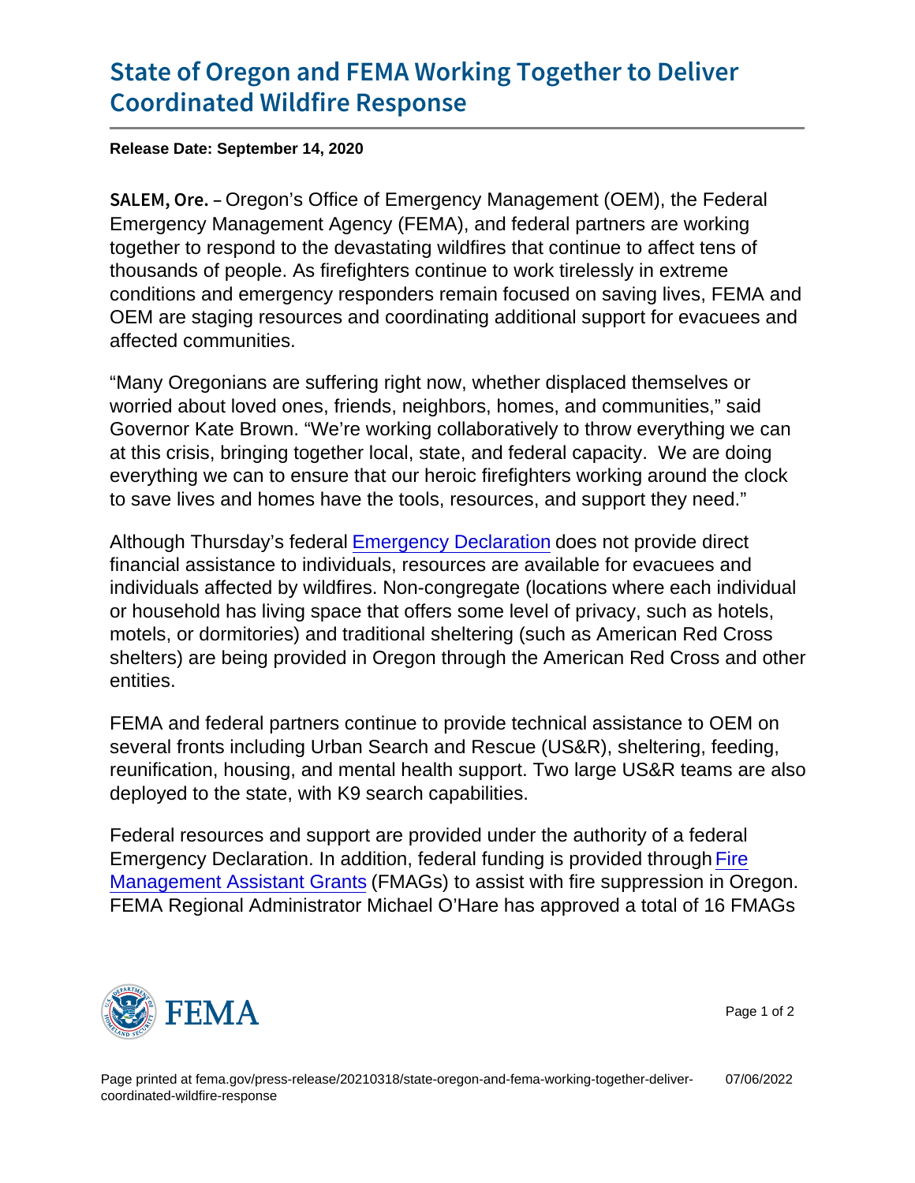# State of Oregon and FEMA Working Together to Deliver Coordinated Wildfire Response

**Release Date: September 14, 2020**

SALEM, Ore. – Oregon's Office of Emergency Management (OEM), the Federal Emergency Management Agency (FEMA), and federal partners are working together to respond to the devastating wildfires that continue to affect tens of thousands of people. As firefighters continue to work tirelessly in extreme conditions and emergency responders remain focused on saving lives, FEMA and OEM are staging resources and coordinating additional support for evacuees and affected communities.

"Many Oregonians are suffering right now, whether displaced themselves or worried about loved ones, friends, neighbors, homes, and communities," said Governor Kate Brown. "We're working collaboratively to throw everything we can at this crisis, bringing together local, state, and federal capacity. We are doing everything we can to ensure that our heroic firefighters working around the clock to save lives and homes have the tools, resources, and support they need."

Although Thursday's federal Emergency Declaration does not provide direct financial assistance to individuals, resources are available for evacuees and individuals affected by wildfires. Non-congregate (locations where each individual or household has living space that offers some level of privacy, such as hotels, motels, or dormitories) and traditional sheltering (such as American Red Cross shelters) are being provided in Oregon through the American Red Cross and other entities.

FEMA and federal partners continue to provide technical assistance to OEM on several fronts including Urban Search and Rescue (US&R), sheltering, feeding, reunification, housing, and mental health support. Two large US&R teams are also deployed to the state, with K9 search capabilities.

Federal resources and support are provided under the authority of a federal Emergency Declaration. In addition, federal funding is provided through Fire Management Assistant Grants (FMAGs) to assist with fire suppression in Oregon. FEMA Regional Administrator Michael O'Hare has approved a total of 16 FMAGs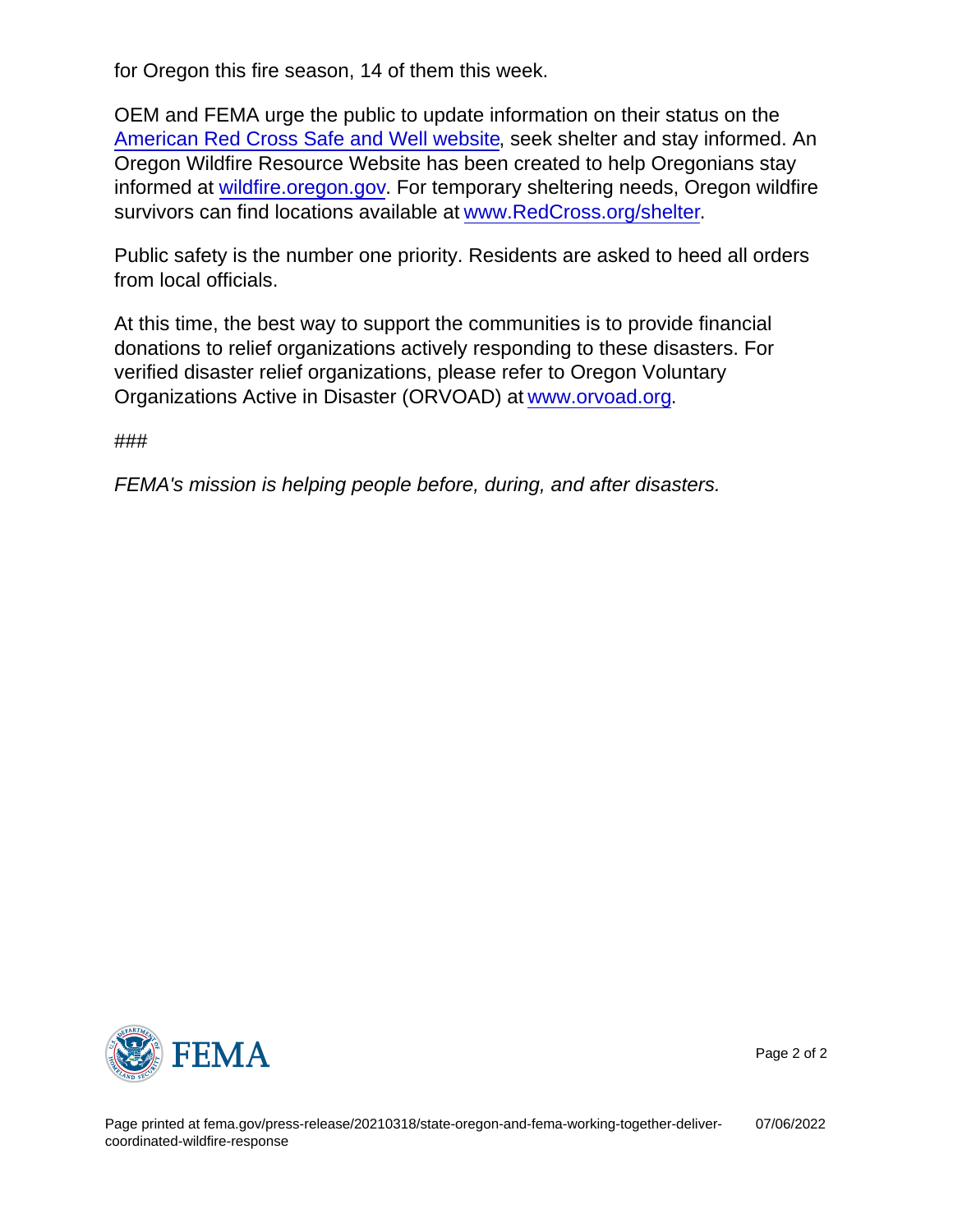for Oregon this fire season, 14 of them this week.

OEM and FEMA urge the public to update information on their status on the American Red Cross Safe and Well website, seek shelter and stay informed. An Oregon Wildfire Resource Website has been created to help Oregonians stay informed at wildfire.oregon.gov. For temporary sheltering needs, Oregon wildfire survivors can find locations available at www.RedCross.org/shelter.

Public safety is the number one priority. Residents are asked to heed all orders from local officials.

At this time, the best way to support the communities is to provide financial donations to relief organizations actively responding to these disasters. For verified disaster relief organizations, please refer to Oregon Voluntary Organizations Active in Disaster (ORVOAD) at www.orvoad.org.

###

*FEMA's mission is helping people before, during, and after disasters.*